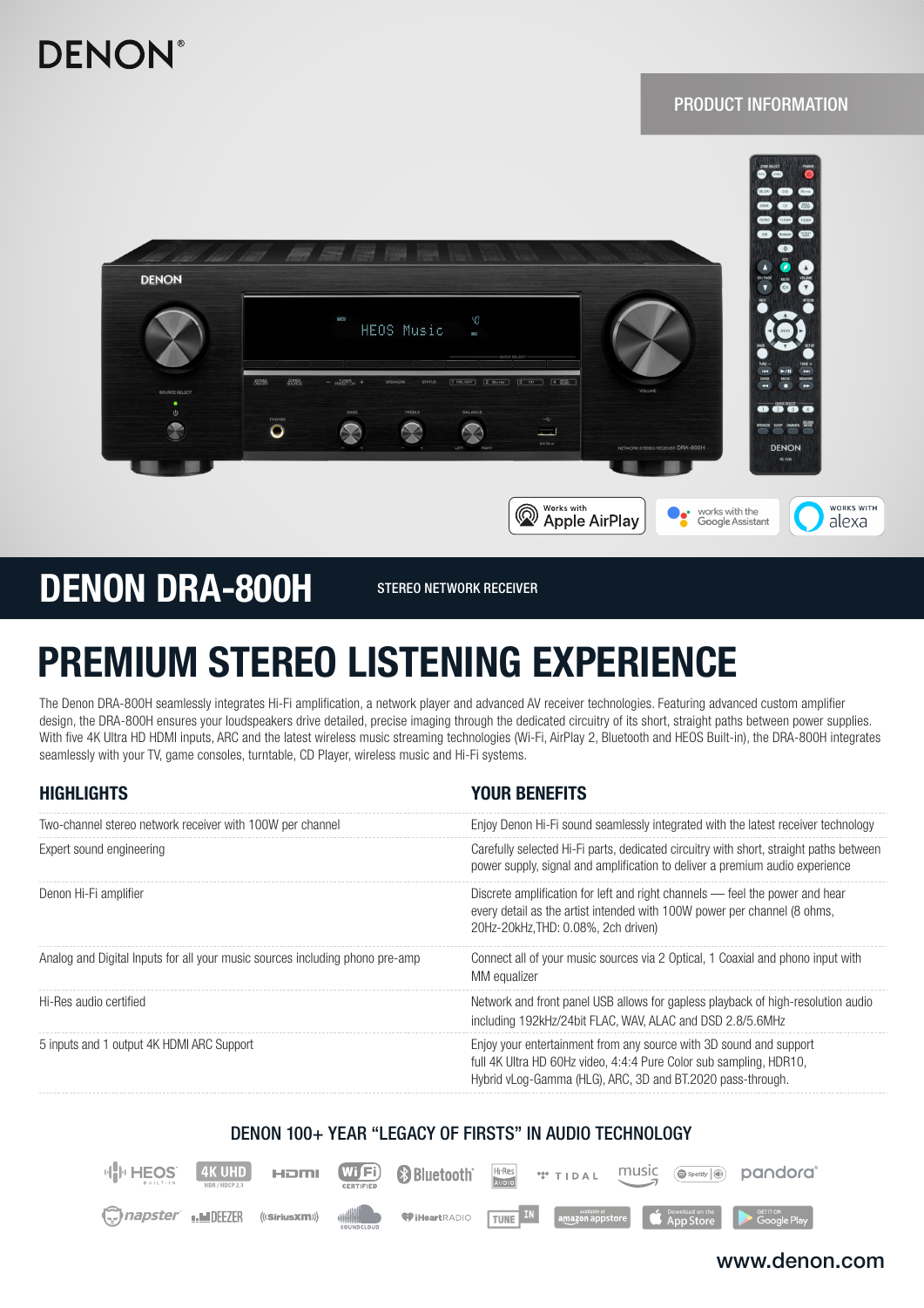DENON

PRODUCT INFORMATION

Works with Apple AirPlay | works with the Google Assistant | WORKS WITH alexa

# DENON DRA-800H

STEREO NETWORK RECEIVER

## PREMIUM STEREO LISTENING EXPERIENCE

The Denon DRA-800H seamlessly integrates Hi-Fi amplification, a network player and advanced AV receiver technologies. Featuring advanced custom amplifier design, the DRA-800H ensures your loudspeakers drive detailed, precise imaging through the dedicated circuitry of its short, straight paths between power supplies. With five 4K Ultra HD HDMI inputs, ARC and the latest wireless music streaming technologies (Wi-Fi, AirPlay 2, Bluetooth and HEOS Built-in), the DRA-800H integrates seamlessly with your TV, game consoles, turntable, CD Player, wireless music and Hi-Fi systems.

| HIGHLIGHTS | YOUR BENEFITS |
| --- | --- |
| Two-channel stereo network receiver with 100W per channel | Enjoy Denon Hi-Fi sound seamlessly integrated with the latest receiver technology |
| Expert sound engineering | Carefully selected Hi-Fi parts, dedicated circuitry with short, straight paths between power supply, signal and amplification to deliver a premium audio experience |
| Denon Hi-Fi amplifier | Discrete amplification for left and right channels — feel the power and hear every detail as the artist intended with 100W power per channel (8 ohms, 20Hz-20kHz, THD: 0.08%, 2ch driven) |
| Analog and Digital Inputs for all your music sources including phono pre-amp | Connect all of your music sources via 2 Optical, 1 Coaxial and phono input with MM equalizer |
| Hi-Res audio certified | Network and front panel USB allows for gapless playback of high-resolution audio including 192kHz/24bit FLAC, WAV, ALAC and DSD 2.8/5.6MHz |
| 5 inputs and 1 output 4K HDMI ARC Support | Enjoy your entertainment from any source with 3D sound and support full 4K Ultra HD 60Hz video, 4:4:4 Pure Color sub sampling, HDR10, Hybrid vLog-Gamma (HLG), ARC, 3D and BT.2020 pass-through. |

### DENON 100+ YEAR “LEGACY OF FIRSTS” IN AUDIO TECHNOLOGY

HEOS BUILT-IN · 4K UHD HDR / HDCP 2.3 · HDMI · Wi-Fi CERTIFIED · Bluetooth · Hi-Res Audio · TIDAL · music · Spotify · pandora · napster · DEEZER · SiriusXM · SOUNDCLOUD · iHeartRADIO · TUNE IN · available at amazon appstore · Download on the App Store · GET IT ON Google Play

www.denon.com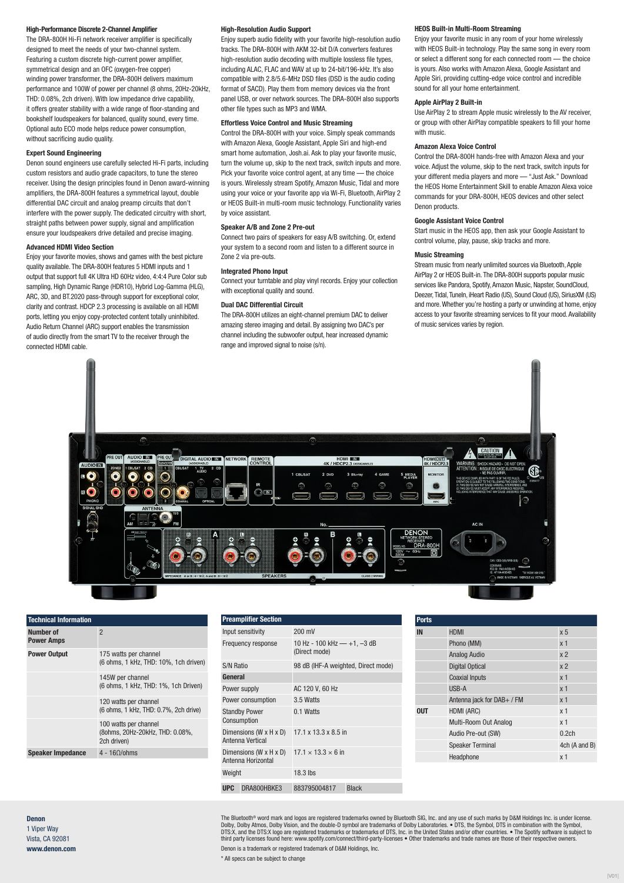### High-Performance Discrete 2-Channel Amplifier

The DRA-800H Hi-Fi network receiver amplifier is specifically designed to meet the needs of your two-channel system. Featuring a custom discrete high-current power amplifier, symmetrical design and an OFC (oxygen-free copper) winding power transformer, the DRA-800H delivers maximum performance and 100W of power per channel (8 ohms, 20Hz-20kHz, THD: 0.08%, 2ch driven). With low impedance drive capability, it offers greater stability with a wide range of floor-standing and bookshelf loudspeakers for balanced, quality sound, every time. Optional auto ECO mode helps reduce power consumption, without sacrificing audio quality.

### Expert Sound Engineering

Denon sound engineers use carefully selected Hi-Fi parts, including custom resistors and audio grade capacitors, to tune the stereo receiver. Using the design principles found in Denon award-winning amplifiers, the DRA-800H features a symmetrical layout, double differential DAC circuit and analog preamp circuits that don't interfere with the power supply. The dedicated circuitry with short, straight paths between power supply, signal and amplification ensure your loudspeakers drive detailed and precise imaging.

### Advanced HDMI Video Section

Enjoy your favorite movies, shows and games with the best picture quality available. The DRA-800H features 5 HDMI inputs and 1 output that support full 4K Ultra HD 60Hz video, 4:4:4 Pure Color sub sampling, High Dynamic Range (HDR10), Hybrid Log-Gamma (HLG), ARC, 3D, and BT.2020 pass-through support for exceptional color, clarity and contrast. HDCP 2.3 processing is available on all HDMI ports, letting you enjoy copy-protected content totally uninhibited. Audio Return Channel (ARC) support enables the transmission of audio directly from the smart TV to the receiver through the connected HDMI cable.

### High-Resolution Audio Support

Enjoy superb audio fidelity with your favorite high-resolution audio tracks. The DRA-800H with AKM 32-bit D/A converters features high-resolution audio decoding with multiple lossless file types, including ALAC, FLAC and WAV at up to 24-bit/196-kHz. It's also compatible with 2.8/5.6-MHz DSD files (DSD is the audio coding format of SACD). Play them from memory devices via the front panel USB, or over network sources. The DRA-800H also supports other file types such as MP3 and WMA.

### Effortless Voice Control and Music Streaming

Control the DRA-800H with your voice. Simply speak commands with Amazon Alexa, Google Assistant, Apple Siri and high-end smart home automation, Josh.ai. Ask to play your favorite music, turn the volume up, skip to the next track, switch inputs and more. Pick your favorite voice control agent, at any time — the choice is yours. Wirelessly stream Spotify, Amazon Music, Tidal and more using your voice or your favorite app via Wi-Fi, Bluetooth, AirPlay 2 or HEOS Built-in multi-room music technology. Functionality varies by voice assistant.

### Speaker A/B and Zone 2 Pre-out

Connect two pairs of speakers for easy A/B switching. Or, extend your system to a second room and listen to a different source in Zone 2 via pre-outs.

### Integrated Phono Input

Connect your turntable and play vinyl records. Enjoy your collection with exceptional quality and sound.

### Dual DAC Differential Circuit

The DRA-800H utilizes an eight-channel premium DAC to deliver amazing stereo imaging and detail. By assigning two DAC's per channel including the subwoofer output, hear increased dynamic range and improved signal to noise (s/n).

### HEOS Built-in Multi-Room Streaming

Enjoy your favorite music in any room of your home wirelessly with HEOS Built-in technology. Play the same song in every room or select a different song for each connected room — the choice is yours. Also works with Amazon Alexa, Google Assistant and Apple Siri, providing cutting-edge voice control and incredible sound for all your home entertainment.

### Apple AirPlay 2 Built-in

Use AirPlay 2 to stream Apple music wirelessly to the AV receiver, or group with other AirPlay compatible speakers to fill your home with music.

### Amazon Alexa Voice Control

Control the DRA-800H hands-free with Amazon Alexa and your voice. Adjust the volume, skip to the next track, switch inputs for your different media players and more — "Just Ask." Download the HEOS Home Entertainment Skill to enable Amazon Alexa voice commands for your DRA-800H, HEOS devices and other select Denon products.

### Google Assistant Voice Control

Start music in the HEOS app, then ask your Google Assistant to control volume, play, pause, skip tracks and more.

### Music Streaming

Stream music from nearly unlimited sources via Bluetooth, Apple AirPlay 2 or HEOS Built-in. The DRA-800H supports popular music services like Pandora, Spotify, Amazon Music, Napster, SoundCloud, Deezer, Tidal, TuneIn, iHeart Radio (US), Sound Cloud (US), SiriusXM (US) and more. Whether you're hosting a party or unwinding at home, enjoy access to your favorite streaming services to fit your mood. Availability of music services varies by region.

| Technical Information | |
|---|---|
| **Number of Power Amps** | 2 |
| **Power Output** | 175 watts per channel (6 ohms, 1 kHz, THD: 10%, 1ch driven) |
| | 145W per channel (6 ohms, 1 kHz, THD: 1%, 1ch Driven) |
| | 120 watts per channel (6 ohms, 1 kHz, THD: 0.7%, 2ch drive) |
| | 100 watts per channel (8ohms, 20Hz-20kHz, THD: 0.08%, 2ch driven) |
| **Speaker Impedance** | 4 - 16Ω/ohms |

| Preamplifier Section | | | |
|---|---|---|---|
| Input sensitivity | | 200 mV | |
| Frequency response | | 10 Hz - 100 kHz — +1, –3 dB (Direct mode) | |
| S/N Ratio | | 98 dB (IHF-A weighted, Direct mode) | |
| **General** | | | |
| Power supply | | AC 120 V, 60 Hz | |
| Power consumption | | 3.5 Watts | |
| Standby Power Consumption | | 0.1 Watts | |
| Dimensions (W x H x D) Antenna Vertical | | 17.1 x 13.3 x 8.5 in | |
| Dimensions (W x H x D) Antenna Horizontal | | 17.1 × 13.3 × 6 in | |
| Weight | | 18.3 lbs | |
| **UPC** | DRA800HBKE3 | 883795004817 | Black |

| Ports | | |
|---|---|---|
| **IN** | HDMI | x 5 |
| | Phono (MM) | x 1 |
| | Analog Audio | x 2 |
| | Digital Optical | x 2 |
| | Coaxial Inputs | x 1 |
| | USB-A | x 1 |
| | Antenna jack for DAB+ / FM | x 1 |
| **OUT** | HDMI (ARC) | x 1 |
| | Multi-Room Out Analog | x 1 |
| | Audio Pre-out (SW) | 0.2ch |
| | Speaker Terminal | 4ch (A and B) |
| | Headphone | x 1 |

**Denon**
1 Viper Way
Vista, CA 92081
**www.denon.com**

The Bluetooth® word mark and logos are registered trademarks owned by Bluetooth SIG, Inc. and any use of such marks by D&M Holdings Inc. is under license. Dolby, Dolby Atmos, Dolby Vision, and the double-D symbol are trademarks of Dolby Laboratories. • DTS, the Symbol, DTS in combination with the Symbol, DTS:X, and the DTS:X logo are registered trademarks or trademarks of DTS, Inc. in the United States and/or other countries. • The Spotify software is subject to third party licenses found here: www.spotify.com/connect/third-party-licenses • Other trademarks and trade names are those of their respective owners.

Denon is a trademark or registered trademark of D&M Holdings, Inc.

* All specs can be subject to change